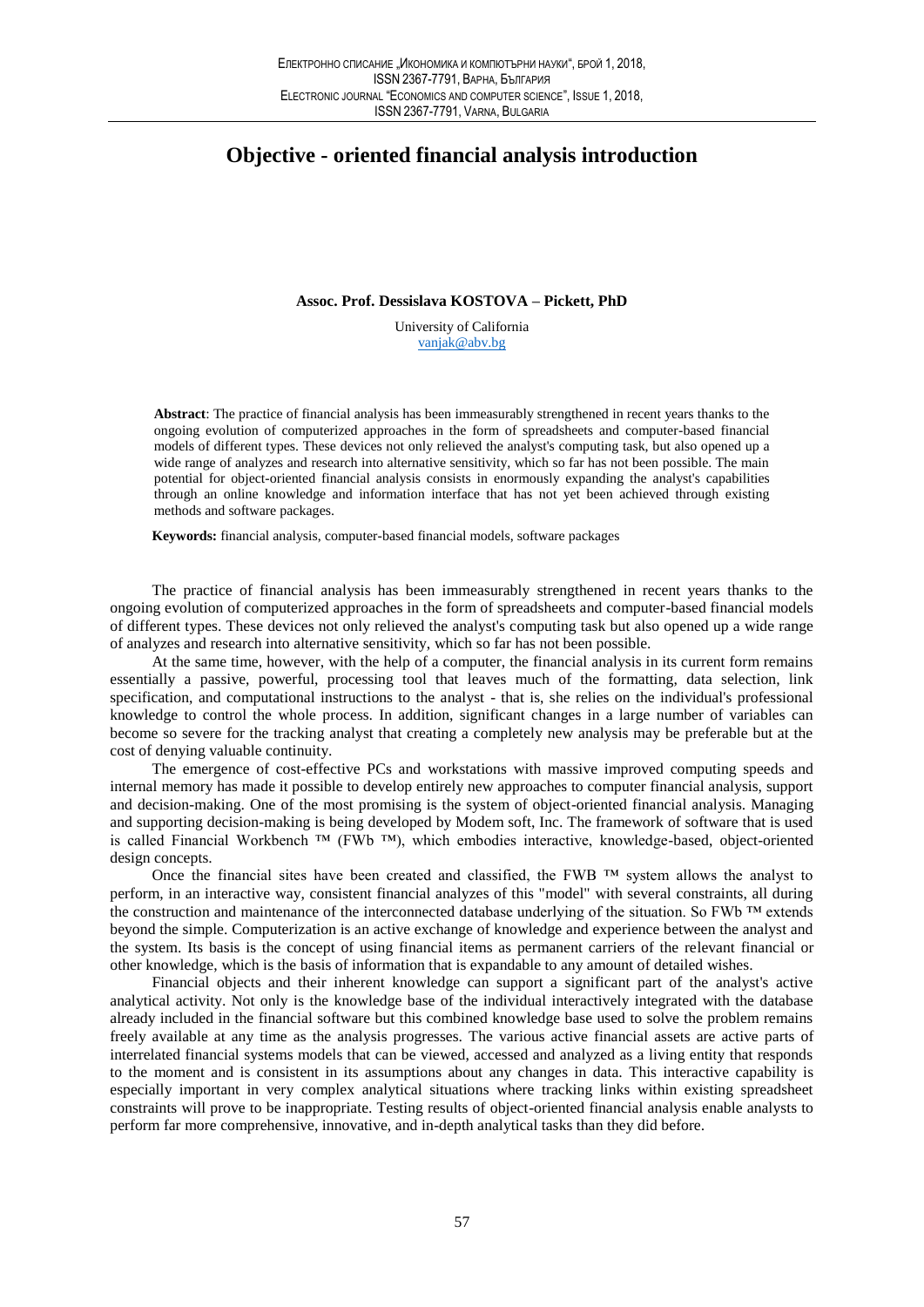# Objective - oriented financial analysis introduction

**Assoc. Prof. Dessislava KOSTOVA – Pickett, PhD**

University of California
vanjak@abv.bg

**Abstract**: The practice of financial analysis has been immeasurably strengthened in recent years thanks to the ongoing evolution of computerized approaches in the form of spreadsheets and computer-based financial models of different types. These devices not only relieved the analyst's computing task, but also opened up a wide range of analyzes and research into alternative sensitivity, which so far has not been possible. The main potential for object-oriented financial analysis consists in enormously expanding the analyst's capabilities through an online knowledge and information interface that has not yet been achieved through existing methods and software packages.

**Keywords:** financial analysis, computer-based financial models, software packages

The practice of financial analysis has been immeasurably strengthened in recent years thanks to the ongoing evolution of computerized approaches in the form of spreadsheets and computer-based financial models of different types. These devices not only relieved the analyst's computing task but also opened up a wide range of analyzes and research into alternative sensitivity, which so far has not been possible.

At the same time, however, with the help of a computer, the financial analysis in its current form remains essentially a passive, powerful, processing tool that leaves much of the formatting, data selection, link specification, and computational instructions to the analyst - that is, she relies on the individual's professional knowledge to control the whole process. In addition, significant changes in a large number of variables can become so severe for the tracking analyst that creating a completely new analysis may be preferable but at the cost of denying valuable continuity.

The emergence of cost-effective PCs and workstations with massive improved computing speeds and internal memory has made it possible to develop entirely new approaches to computer financial analysis, support and decision-making. One of the most promising is the system of object-oriented financial analysis. Managing and supporting decision-making is being developed by Modem soft, Inc. The framework of software that is used is called Financial Workbench ™ (FWb ™), which embodies interactive, knowledge-based, object-oriented design concepts.

Once the financial sites have been created and classified, the FWB ™ system allows the analyst to perform, in an interactive way, consistent financial analyzes of this "model" with several constraints, all during the construction and maintenance of the interconnected database underlying of the situation. So FWb ™ extends beyond the simple. Computerization is an active exchange of knowledge and experience between the analyst and the system. Its basis is the concept of using financial items as permanent carriers of the relevant financial or other knowledge, which is the basis of information that is expandable to any amount of detailed wishes.

Financial objects and their inherent knowledge can support a significant part of the analyst's active analytical activity. Not only is the knowledge base of the individual interactively integrated with the database already included in the financial software but this combined knowledge base used to solve the problem remains freely available at any time as the analysis progresses. The various active financial assets are active parts of interrelated financial systems models that can be viewed, accessed and analyzed as a living entity that responds to the moment and is consistent in its assumptions about any changes in data. This interactive capability is especially important in very complex analytical situations where tracking links within existing spreadsheet constraints will prove to be inappropriate. Testing results of object-oriented financial analysis enable analysts to perform far more comprehensive, innovative, and in-depth analytical tasks than they did before.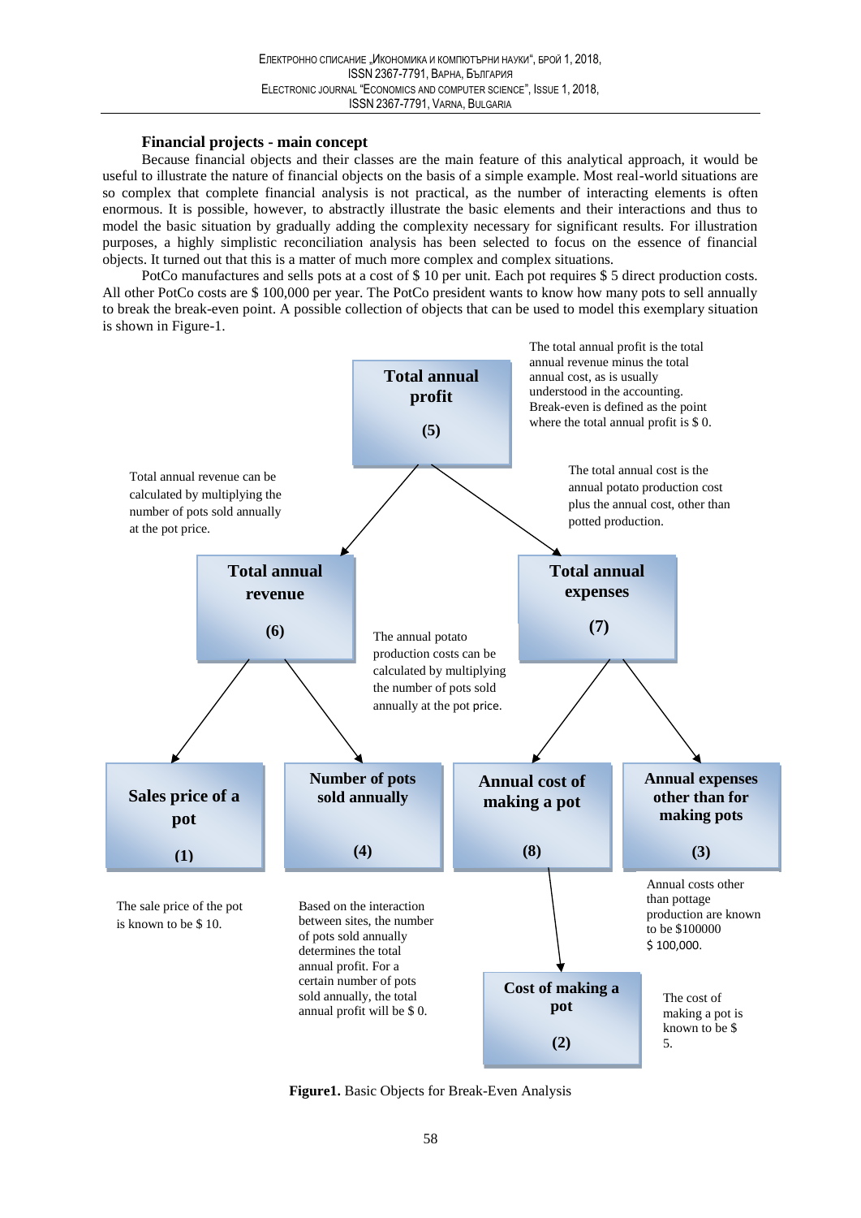### Financial projects - main concept

Because financial objects and their classes are the main feature of this analytical approach, it would be useful to illustrate the nature of financial objects on the basis of a simple example. Most real-world situations are so complex that complete financial analysis is not practical, as the number of interacting elements is often enormous. It is possible, however, to abstractly illustrate the basic elements and their interactions and thus to model the basic situation by gradually adding the complexity necessary for significant results. For illustration purposes, a highly simplistic reconciliation analysis has been selected to focus on the essence of financial objects. It turned out that this is a matter of much more complex and complex situations.

PotCo manufactures and sells pots at a cost of $ 10 per unit. Each pot requires $ 5 direct production costs. All other PotCo costs are $ 100,000 per year. The PotCo president wants to know how many pots to sell annually to break the break-even point. A possible collection of objects that can be used to model this exemplary situation is shown in Figure-1.

**Total annual profit (5)**

The total annual profit is the total annual revenue minus the total annual cost, as is usually understood in the accounting. Break-even is defined as the point where the total annual profit is $ 0.

**Total annual revenue (6)**

Total annual revenue can be calculated by multiplying the number of pots sold annually at the pot price.

**Total annual expenses (7)**

The total annual cost is the annual potato production cost plus the annual cost, other than potted production.

The annual potato production costs can be calculated by multiplying the number of pots sold annually at the pot price.

**Sales price of a pot (1)**

The sale price of the pot is known to be $ 10.

**Number of pots sold annually (4)**

Based on the interaction between sites, the number of pots sold annually determines the total annual profit. For a certain number of pots sold annually, the total annual profit will be $ 0.

**Annual cost of making a pot (8)**

**Annual expenses other than for making pots (3)**

Annual costs other than pottage production are known to be $100000 $ 100,000.

**Cost of making a pot (2)**

The cost of making a pot is known to be $ 5.

**Figure1.** Basic Objects for Break-Even Analysis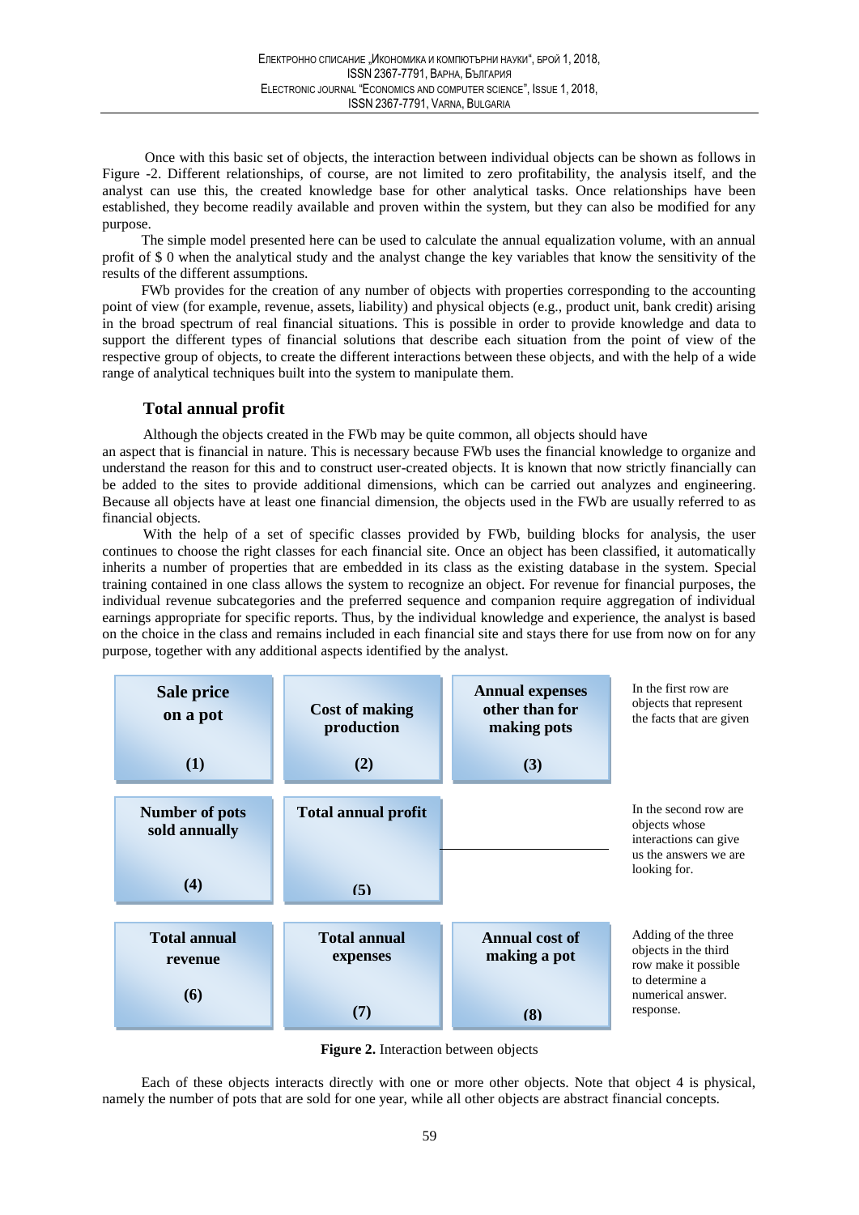Once with this basic set of objects, the interaction between individual objects can be shown as follows in Figure -2. Different relationships, of course, are not limited to zero profitability, the analysis itself, and the analyst can use this, the created knowledge base for other analytical tasks. Once relationships have been established, they become readily available and proven within the system, but they can also be modified for any purpose.

The simple model presented here can be used to calculate the annual equalization volume, with an annual profit of $ 0 when the analytical study and the analyst change the key variables that know the sensitivity of the results of the different assumptions.

FWb provides for the creation of any number of objects with properties corresponding to the accounting point of view (for example, revenue, assets, liability) and physical objects (e.g., product unit, bank credit) arising in the broad spectrum of real financial situations. This is possible in order to provide knowledge and data to support the different types of financial solutions that describe each situation from the point of view of the respective group of objects, to create the different interactions between these objects, and with the help of a wide range of analytical techniques built into the system to manipulate them.

## Total annual profit

Although the objects created in the FWb may be quite common, all objects should have an aspect that is financial in nature. This is necessary because FWb uses the financial knowledge to organize and understand the reason for this and to construct user-created objects. It is known that now strictly financially can be added to the sites to provide additional dimensions, which can be carried out analyzes and engineering. Because all objects have at least one financial dimension, the objects used in the FWb are usually referred to as financial objects.

With the help of a set of specific classes provided by FWb, building blocks for analysis, the user continues to choose the right classes for each financial site. Once an object has been classified, it automatically inherits a number of properties that are embedded in its class as the existing database in the system. Special training contained in one class allows the system to recognize an object. For revenue for financial purposes, the individual revenue subcategories and the preferred sequence and companion require aggregation of individual earnings appropriate for specific reports. Thus, by the individual knowledge and experience, the analyst is based on the choice in the class and remains included in each financial site and stays there for use from now on for any purpose, together with any additional aspects identified by the analyst.

| | | | |
|---|---|---|---|
| **Sale price on a pot (1)** | **Cost of making production (2)** | **Annual expenses other than for making pots (3)** | In the first row are objects that represent the facts that are given |
| **Number of pots sold annually (4)** | **Total annual profit (5)** | | In the second row are objects whose interactions can give us the answers we are looking for. |
| **Total annual revenue (6)** | **Total annual expenses (7)** | **Annual cost of making a pot (8)** | Adding of the three objects in the third row make it possible to determine a numerical answer. response. |

**Figure 2.** Interaction between objects

Each of these objects interacts directly with one or more other objects. Note that object 4 is physical, namely the number of pots that are sold for one year, while all other objects are abstract financial concepts.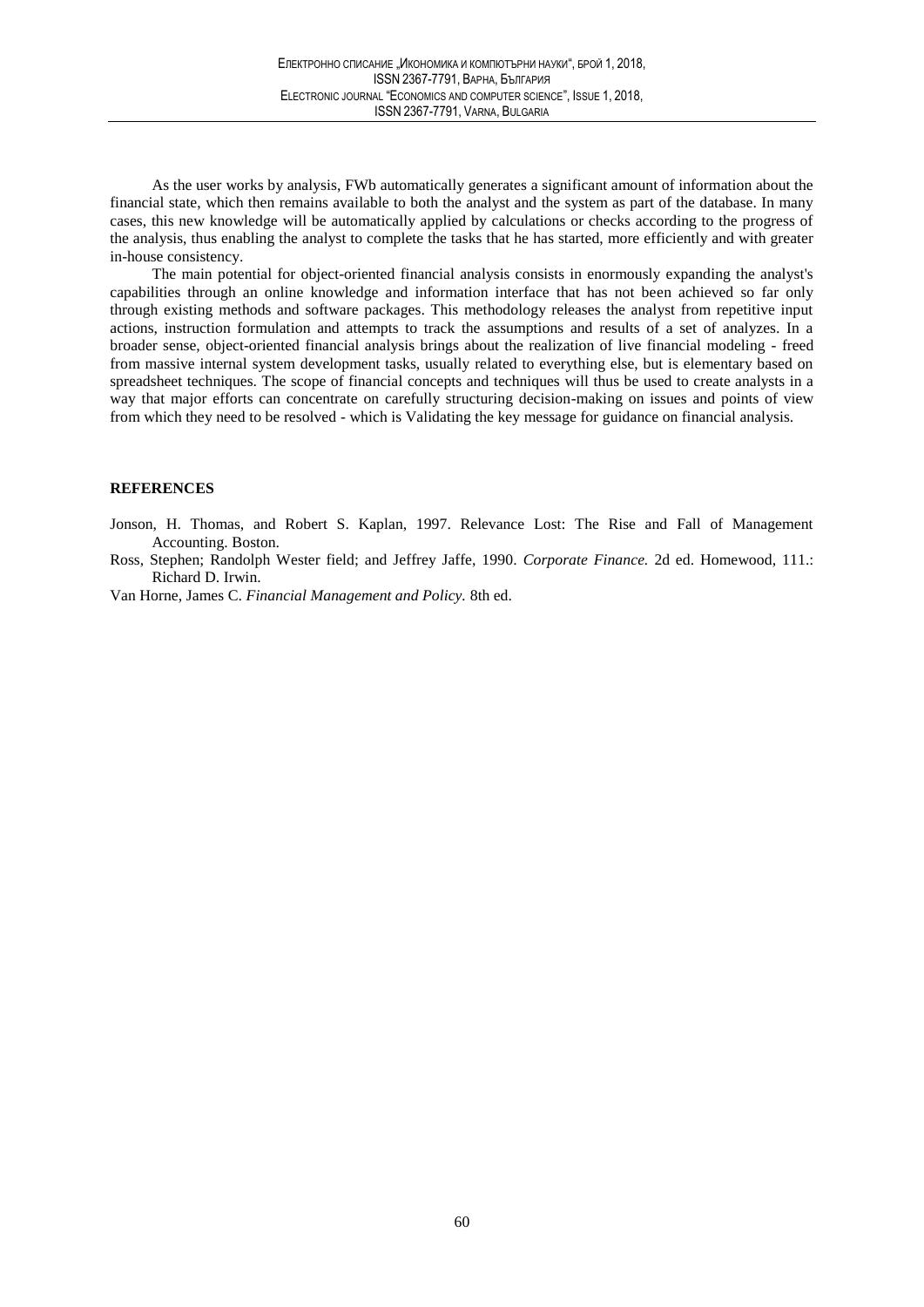As the user works by analysis, FWb automatically generates a significant amount of information about the financial state, which then remains available to both the analyst and the system as part of the database. In many cases, this new knowledge will be automatically applied by calculations or checks according to the progress of the analysis, thus enabling the analyst to complete the tasks that he has started, more efficiently and with greater in-house consistency.

The main potential for object-oriented financial analysis consists in enormously expanding the analyst's capabilities through an online knowledge and information interface that has not been achieved so far only through existing methods and software packages. This methodology releases the analyst from repetitive input actions, instruction formulation and attempts to track the assumptions and results of a set of analyzes. In a broader sense, object-oriented financial analysis brings about the realization of live financial modeling - freed from massive internal system development tasks, usually related to everything else, but is elementary based on spreadsheet techniques. The scope of financial concepts and techniques will thus be used to create analysts in a way that major efforts can concentrate on carefully structuring decision-making on issues and points of view from which they need to be resolved - which is Validating the key message for guidance on financial analysis.

**REFERENCES**

Jonson, H. Thomas, and Robert S. Kaplan, 1997. Relevance Lost: The Rise and Fall of Management Accounting. Boston.

Ross, Stephen; Randolph Wester field; and Jeffrey Jaffe, 1990. *Corporate Finance.* 2d ed. Homewood, 111.: Richard D. Irwin.

Van Horne, James C. *Financial Management and Policy.* 8th ed.